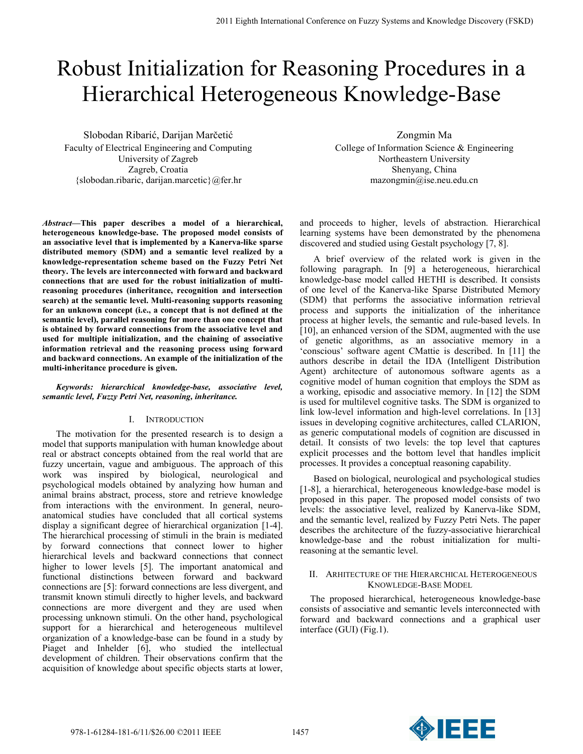# Robust Initialization for Reasoning Procedures in a Hierarchical Heterogeneous Knowledge-Base

Slobodan Ribarić, Darijan Marčetić
Faculty of Electrical Engineering and Computing
University of Zagreb
Zagreb, Croatia
{slobodan.ribaric, darijan.marcetic}@fer.hr

Zongmin Ma
College of Information Science & Engineering
Northeastern University
Shenyang, China
mazongmin@ise.neu.edu.cn

***Abstract*—This paper describes a model of a hierarchical, heterogeneous knowledge-base. The proposed model consists of an associative level that is implemented by a Kanerva-like sparse distributed memory (SDM) and a semantic level realized by a knowledge-representation scheme based on the Fuzzy Petri Net theory. The levels are interconnected with forward and backward connections that are used for the robust initialization of multi-reasoning procedures (inheritance, recognition and intersection search) at the semantic level. Multi-reasoning supports reasoning for an unknown concept (i.e., a concept that is not defined at the semantic level), parallel reasoning for more than one concept that is obtained by forward connections from the associative level and used for multiple initialization, and the chaining of associative information retrieval and the reasoning process using forward and backward connections. An example of the initialization of the multi-inheritance procedure is given.**

***Keywords: hierarchical knowledge-base, associative level, semantic level, Fuzzy Petri Net, reasoning, inheritance.***

## I. INTRODUCTION

The motivation for the presented research is to design a model that supports manipulation with human knowledge about real or abstract concepts obtained from the real world that are fuzzy uncertain, vague and ambiguous. The approach of this work was inspired by biological, neurological and psychological models obtained by analyzing how human and animal brains abstract, process, store and retrieve knowledge from interactions with the environment. In general, neuro-anatomical studies have concluded that all cortical systems display a significant degree of hierarchical organization [1-4]. The hierarchical processing of stimuli in the brain is mediated by forward connections that connect lower to higher hierarchical levels and backward connections that connect higher to lower levels [5]. The important anatomical and functional distinctions between forward and backward connections are [5]: forward connections are less divergent, and transmit known stimuli directly to higher levels, and backward connections are more divergent and they are used when processing unknown stimuli. On the other hand, psychological support for a hierarchical and heterogeneous multilevel organization of a knowledge-base can be found in a study by Piaget and Inhelder [6], who studied the intellectual development of children. Their observations confirm that the acquisition of knowledge about specific objects starts at lower, and proceeds to higher, levels of abstraction. Hierarchical learning systems have been demonstrated by the phenomena discovered and studied using Gestalt psychology [7, 8].

A brief overview of the related work is given in the following paragraph. In [9] a heterogeneous, hierarchical knowledge-base model called HETHI is described. It consists of one level of the Kanerva-like Sparse Distributed Memory (SDM) that performs the associative information retrieval process and supports the initialization of the inheritance process at higher levels, the semantic and rule-based levels. In [10], an enhanced version of the SDM, augmented with the use of genetic algorithms, as an associative memory in a 'conscious' software agent CMattie is described. In [11] the authors describe in detail the IDA (Intelligent Distribution Agent) architecture of autonomous software agents as a cognitive model of human cognition that employs the SDM as a working, episodic and associative memory. In [12] the SDM is used for multilevel cognitive tasks. The SDM is organized to link low-level information and high-level correlations. In [13] issues in developing cognitive architectures, called CLARION, as generic computational models of cognition are discussed in detail. It consists of two levels: the top level that captures explicit processes and the bottom level that handles implicit processes. It provides a conceptual reasoning capability.

Based on biological, neurological and psychological studies [1-8], a hierarchical, heterogeneous knowledge-base model is proposed in this paper. The proposed model consists of two levels: the associative level, realized by Kanerva-like SDM, and the semantic level, realized by Fuzzy Petri Nets. The paper describes the architecture of the fuzzy-associative hierarchical knowledge-base and the robust initialization for multi-reasoning at the semantic level.

## II. ARIHTECTURE OF THE HIERARCHICAL HETEROGENEOUS KNOWLEDGE-BASE MODEL

The proposed hierarchical, heterogeneous knowledge-base consists of associative and semantic levels interconnected with forward and backward connections and a graphical user interface (GUI) (Fig.1).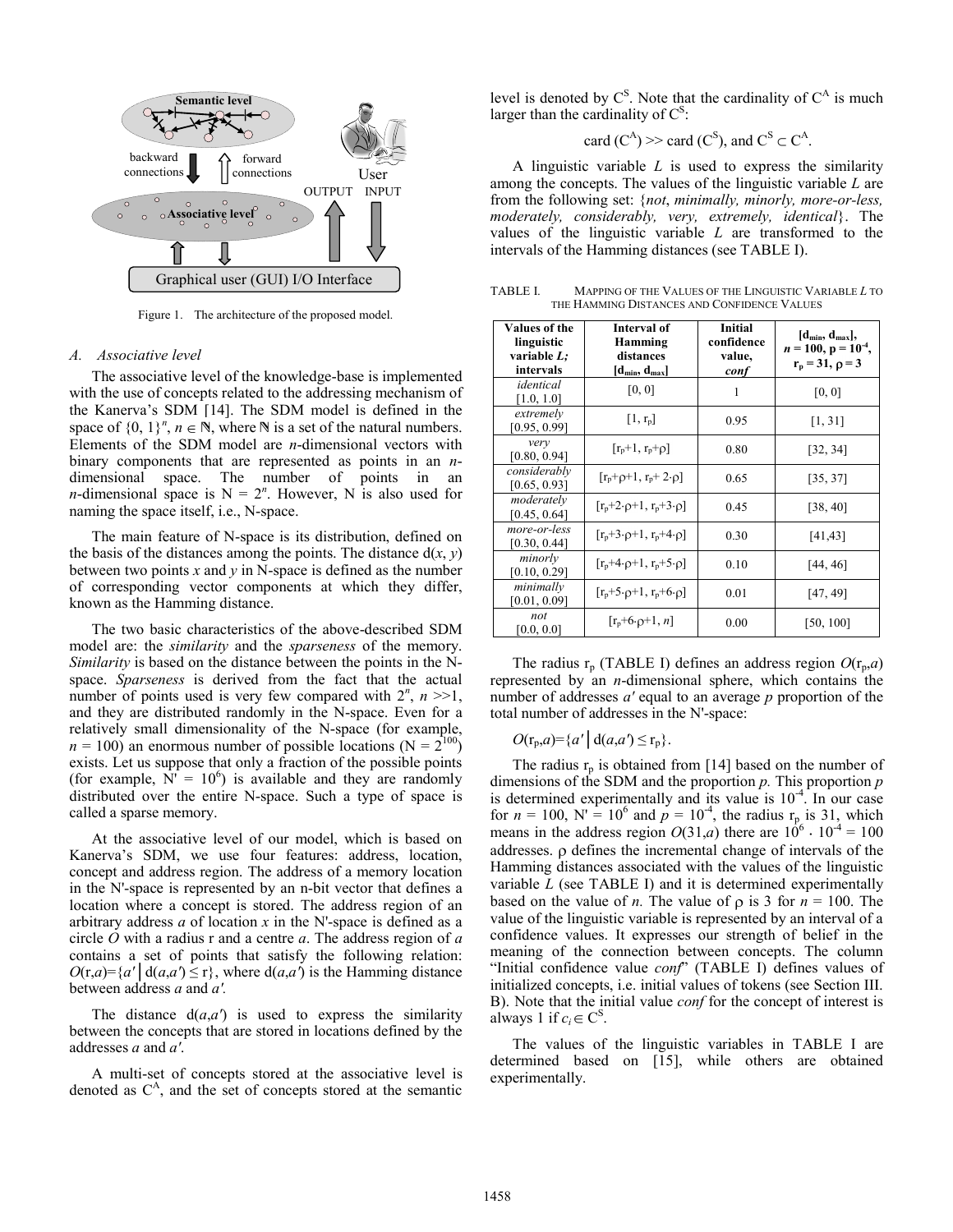Figure 1. The architecture of the proposed model.

### A. Associative level

The associative level of the knowledge-base is implemented with the use of concepts related to the addressing mechanism of the Kanerva's SDM [14]. The SDM model is defined in the space of $\{0, 1\}^n$, $n \in \mathbb{N}$, where $\mathbb{N}$ is a set of the natural numbers. Elements of the SDM model are *n*-dimensional vectors with binary components that are represented as points in an *n*-dimensional space. The number of points in an *n*-dimensional space is $N = 2^n$. However, N is also used for naming the space itself, i.e., N-space.

The main feature of N-space is its distribution, defined on the basis of the distances among the points. The distance $d(x, y)$ between two points *x* and *y* in N-space is defined as the number of corresponding vector components at which they differ, known as the Hamming distance.

The two basic characteristics of the above-described SDM model are: the *similarity* and the *sparseness* of the memory. *Similarity* is based on the distance between the points in the N-space. *Sparseness* is derived from the fact that the actual number of points used is very few compared with $2^n$, $n >> 1$, and they are distributed randomly in the N-space. Even for a relatively small dimensionality of the N-space (for example, $n = 100$) an enormous number of possible locations ($N = 2^{100}$) exists. Let us suppose that only a fraction of the possible points (for example, $N' = 10^6$) is available and they are randomly distributed over the entire N-space. Such a type of space is called a sparse memory.

At the associative level of our model, which is based on Kanerva's SDM, we use four features: address, location, concept and address region. The address of a memory location in the N'-space is represented by an n-bit vector that defines a location where a concept is stored. The address region of an arbitrary address *a* of location *x* in the N'-space is defined as a circle *O* with a radius r and a centre *a*. The address region of *a* contains a set of points that satisfy the following relation: $O(r,a)=\{a' \mid d(a,a') \leq r\}$, where $d(a,a')$ is the Hamming distance between address *a* and *a'*.

The distance $d(a,a')$ is used to express the similarity between the concepts that are stored in locations defined by the addresses *a* and *a'*.

A multi-set of concepts stored at the associative level is denoted as $C^A$, and the set of concepts stored at the semantic level is denoted by $C^S$. Note that the cardinality of $C^A$ is much larger than the cardinality of $C^S$:

$$\text{card}(C^A) >> \text{card}(C^S), \text{ and } C^S \subset C^A.$$

A linguistic variable *L* is used to express the similarity among the concepts. The values of the linguistic variable *L* are from the following set: {*not*, *minimally, minorly, more-or-less, moderately, considerably, very, extremely, identical*}. The values of the linguistic variable *L* are transformed to the intervals of the Hamming distances (see TABLE I).

TABLE I. MAPPING OF THE VALUES OF THE LINGUISTIC VARIABLE *L* TO THE HAMMING DISTANCES AND CONFIDENCE VALUES

| Values of the linguistic variable *L*; intervals | Interval of Hamming distances $[d_{min}, d_{max}]$ | Initial confidence value, *conf* | $[d_{min}, d_{max}]$, $n = 100$, $p = 10^{-4}$, $r_p = 31$, $\rho = 3$ |
|---|---|---|---|
| *identical* [1.0, 1.0] | [0, 0] | 1 | [0, 0] |
| *extremely* [0.95, 0.99] | $[1, r_p]$ | 0.95 | [1, 31] |
| *very* [0.80, 0.94] | $[r_p+1, r_p+\rho]$ | 0.80 | [32, 34] |
| *considerably* [0.65, 0.93] | $[r_p+\rho+1, r_p+2\cdot\rho]$ | 0.65 | [35, 37] |
| *moderately* [0.45, 0.64] | $[r_p+2\cdot\rho+1, r_p+3\cdot\rho]$ | 0.45 | [38, 40] |
| *more-or-less* [0.30, 0.44] | $[r_p+3\cdot\rho+1, r_p+4\cdot\rho]$ | 0.30 | [41,43] |
| *minorly* [0.10, 0.29] | $[r_p+4\cdot\rho+1, r_p+5\cdot\rho]$ | 0.10 | [44, 46] |
| *minimally* [0.01, 0.09] | $[r_p+5\cdot\rho+1, r_p+6\cdot\rho]$ | 0.01 | [47, 49] |
| *not* [0.0, 0.0] | $[r_p+6\cdot\rho+1, n]$ | 0.00 | [50, 100] |

The radius $r_p$ (TABLE I) defines an address region $O(r_p,a)$ represented by an *n*-dimensional sphere, which contains the number of addresses *a'* equal to an average *p* proportion of the total number of addresses in the N'-space:

$$O(r_p,a)=\{a' \mid d(a,a') \leq r_p\}.$$

The radius $r_p$ is obtained from [14] based on the number of dimensions of the SDM and the proportion *p.* This proportion *p* is determined experimentally and its value is $10^{-4}$. In our case for $n = 100$, $N' = 10^6$ and $p = 10^{-4}$, the radius $r_p$ is 31, which means in the address region $O(31,a)$ there are $10^6 \cdot 10^{-4} = 100$ addresses. $\rho$ defines the incremental change of intervals of the Hamming distances associated with the values of the linguistic variable *L* (see TABLE I) and it is determined experimentally based on the value of *n.* The value of $\rho$ is 3 for $n = 100$. The value of the linguistic variable is represented by an interval of a confidence values. It expresses our strength of belief in the meaning of the connection between concepts. The column "Initial confidence value *conf*" (TABLE I) defines values of initialized concepts, i.e. initial values of tokens (see Section III. B). Note that the initial value *conf* for the concept of interest is always 1 if $c_i \in C^S$.

The values of the linguistic variables in TABLE I are determined based on [15], while others are obtained experimentally.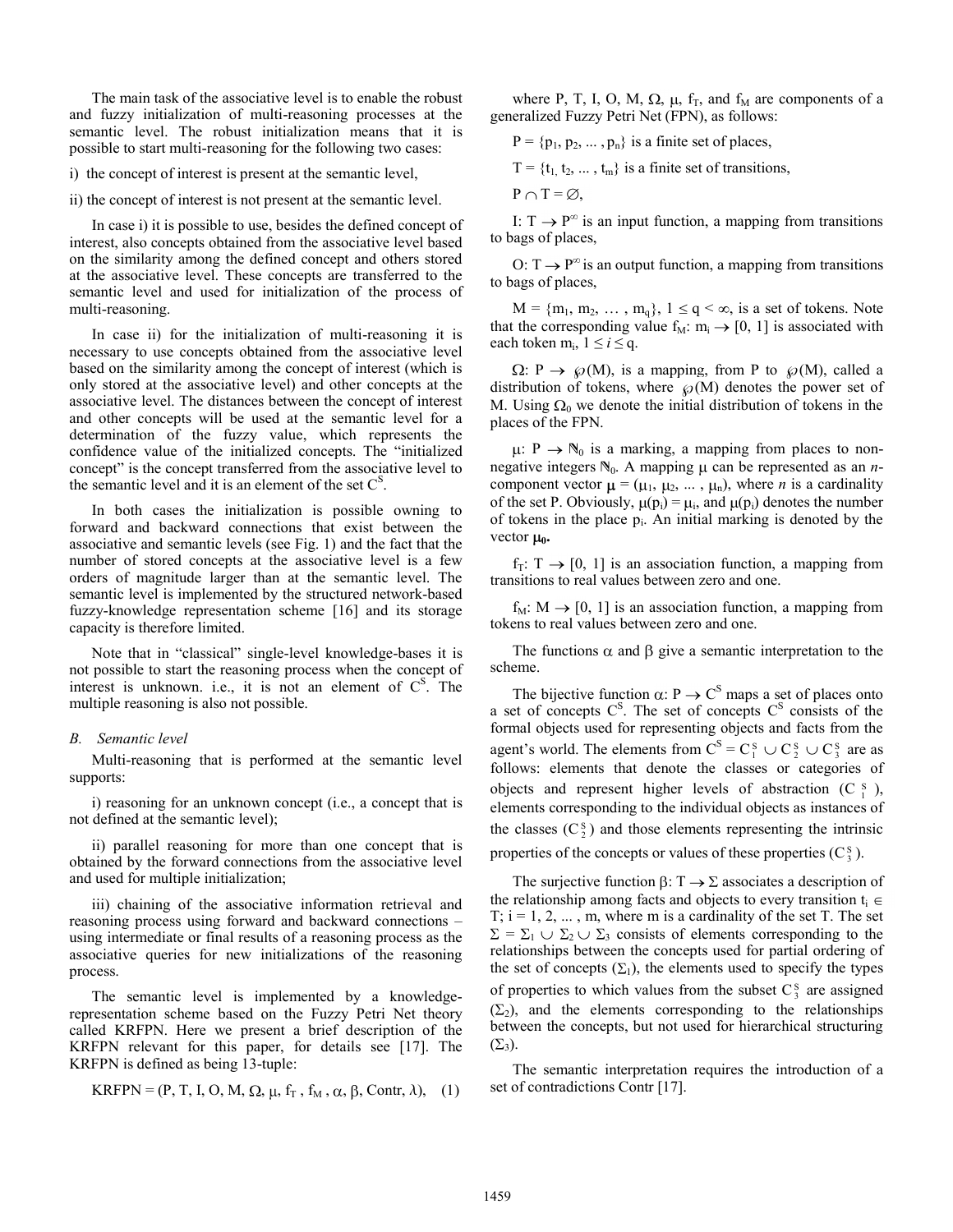The main task of the associative level is to enable the robust and fuzzy initialization of multi-reasoning processes at the semantic level. The robust initialization means that it is possible to start multi-reasoning for the following two cases:

i) the concept of interest is present at the semantic level,

ii) the concept of interest is not present at the semantic level.

In case i) it is possible to use, besides the defined concept of interest, also concepts obtained from the associative level based on the similarity among the defined concept and others stored at the associative level. These concepts are transferred to the semantic level and used for initialization of the process of multi-reasoning.

In case ii) for the initialization of multi-reasoning it is necessary to use concepts obtained from the associative level based on the similarity among the concept of interest (which is only stored at the associative level) and other concepts at the associative level. The distances between the concept of interest and other concepts will be used at the semantic level for a determination of the fuzzy value, which represents the confidence value of the initialized concepts. The "initialized concept" is the concept transferred from the associative level to the semantic level and it is an element of the set $C^S$.

In both cases the initialization is possible owning to forward and backward connections that exist between the associative and semantic levels (see Fig. 1) and the fact that the number of stored concepts at the associative level is a few orders of magnitude larger than at the semantic level. The semantic level is implemented by the structured network-based fuzzy-knowledge representation scheme [16] and its storage capacity is therefore limited.

Note that in "classical" single-level knowledge-bases it is not possible to start the reasoning process when the concept of interest is unknown. i.e., it is not an element of $C^S$. The multiple reasoning is also not possible.

### B. Semantic level

Multi-reasoning that is performed at the semantic level supports:

i) reasoning for an unknown concept (i.e., a concept that is not defined at the semantic level);

ii) parallel reasoning for more than one concept that is obtained by the forward connections from the associative level and used for multiple initialization;

iii) chaining of the associative information retrieval and reasoning process using forward and backward connections – using intermediate or final results of a reasoning process as the associative queries for new initializations of the reasoning process.

The semantic level is implemented by a knowledge-representation scheme based on the Fuzzy Petri Net theory called KRFPN. Here we present a brief description of the KRFPN relevant for this paper, for details see [17]. The KRFPN is defined as being 13-tuple:

$$\text{KRFPN} = (P, T, I, O, M, \Omega, \mu, f_T, f_M, \alpha, \beta, \text{Contr}, \lambda), \quad (1)$$

where P, T, I, O, M, $\Omega$, $\mu$, $f_T$, and $f_M$ are components of a generalized Fuzzy Petri Net (FPN), as follows:

$P = \{p_1, p_2, \ldots, p_n\}$ is a finite set of places,

$T = \{t_1, t_2, \ldots, t_m\}$ is a finite set of transitions,

$P \cap T = \varnothing$,

I: $T \to P^{\infty}$ is an input function, a mapping from transitions to bags of places,

O: $T \to P^{\infty}$ is an output function, a mapping from transitions to bags of places,

$M = \{m_1, m_2, \ldots, m_q\}$, $1 \leq q < \infty$, is a set of tokens. Note that the corresponding value $f_M$: $m_i \to [0, 1]$ is associated with each token $m_i$, $1 \leq i \leq q$.

$\Omega$: $P \to \wp(M)$, is a mapping, from P to $\wp(M)$, called a distribution of tokens, where $\wp(M)$ denotes the power set of M. Using $\Omega_0$ we denote the initial distribution of tokens in the places of the FPN.

$\mu$: $P \to \mathbb{N}_0$ is a marking, a mapping from places to non-negative integers $\mathbb{N}_0$. A mapping $\mu$ can be represented as an *n*-component vector $\mu = (\mu_1, \mu_2, \ldots, \mu_n)$, where *n* is a cardinality of the set P. Obviously, $\mu(p_i) = \mu_i$, and $\mu(p_i)$ denotes the number of tokens in the place $p_i$. An initial marking is denoted by the vector $\boldsymbol{\mu_0}$.

$f_T$: $T \to [0, 1]$ is an association function, a mapping from transitions to real values between zero and one.

$f_M$: $M \to [0, 1]$ is an association function, a mapping from tokens to real values between zero and one.

The functions $\alpha$ and $\beta$ give a semantic interpretation to the scheme.

The bijective function $\alpha$: $P \to C^S$ maps a set of places onto a set of concepts $C^S$. The set of concepts $C^S$ consists of the formal objects used for representing objects and facts from the agent's world. The elements from $C^S = C_1^S \cup C_2^S \cup C_3^S$ are as follows: elements that denote the classes or categories of objects and represent higher levels of abstraction ($C_1^S$), elements corresponding to the individual objects as instances of the classes ($C_2^S$) and those elements representing the intrinsic properties of the concepts or values of these properties ($C_3^S$).

The surjective function $\beta$: $T \to \Sigma$ associates a description of the relationship among facts and objects to every transition $t_i \in T$; $i = 1, 2, \ldots, m$, where m is a cardinality of the set T. The set $\Sigma = \Sigma_1 \cup \Sigma_2 \cup \Sigma_3$ consists of elements corresponding to the relationships between the concepts used for partial ordering of the set of concepts ($\Sigma_1$), the elements used to specify the types of properties to which values from the subset $C_3^S$ are assigned ($\Sigma_2$), and the elements corresponding to the relationships between the concepts, but not used for hierarchical structuring ($\Sigma_3$).

The semantic interpretation requires the introduction of a set of contradictions Contr [17].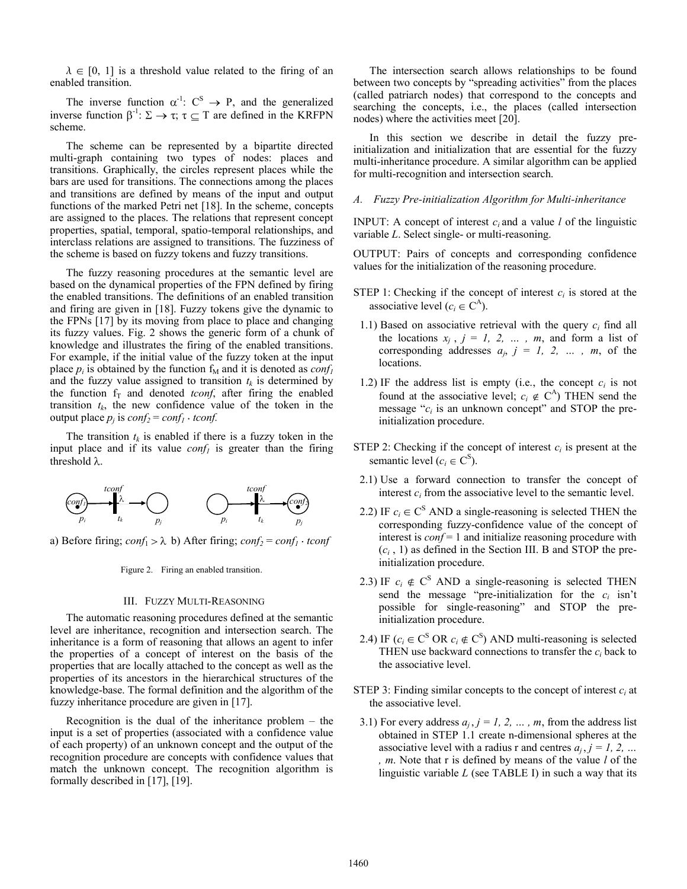$\lambda \in [0, 1]$ is a threshold value related to the firing of an enabled transition.

The inverse function $\alpha^{-1}$: $C^S \rightarrow P$, and the generalized inverse function $\beta^{-1}$: $\Sigma \rightarrow \tau$; $\tau \subseteq T$ are defined in the KRFPN scheme.

The scheme can be represented by a bipartite directed multi-graph containing two types of nodes: places and transitions. Graphically, the circles represent places while the bars are used for transitions. The connections among the places and transitions are defined by means of the input and output functions of the marked Petri net [18]. In the scheme, concepts are assigned to the places. The relations that represent concept properties, spatial, temporal, spatio-temporal relationships, and interclass relations are assigned to transitions. The fuzziness of the scheme is based on fuzzy tokens and fuzzy transitions.

The fuzzy reasoning procedures at the semantic level are based on the dynamical properties of the FPN defined by firing the enabled transitions. The definitions of an enabled transition and firing are given in [18]. Fuzzy tokens give the dynamic to the FPNs [17] by its moving from place to place and changing its fuzzy values. Fig. 2 shows the generic form of a chunk of knowledge and illustrates the firing of the enabled transitions. For example, if the initial value of the fuzzy token at the input place $p_i$ is obtained by the function $f_M$ and it is denoted as $conf_1$ and the fuzzy value assigned to transition $t_k$ is determined by the function $f_T$ and denoted $tconf$, after firing the enabled transition $t_k$, the new confidence value of the token in the output place $p_j$ is $conf_2 = conf_1 \cdot tconf$.

The transition $t_k$ is enabled if there is a fuzzy token in the input place and if its value $conf_1$ is greater than the firing threshold $\lambda$.

a) Before firing; $conf_1 > \lambda$ b) After firing; $conf_2 = conf_1 \cdot tconf$

Figure 2. Firing an enabled transition.

## III. Fuzzy Multi-Reasoning

The automatic reasoning procedures defined at the semantic level are inheritance, recognition and intersection search. The inheritance is a form of reasoning that allows an agent to infer the properties of a concept of interest on the basis of the properties that are locally attached to the concept as well as the properties of its ancestors in the hierarchical structures of the knowledge-base. The formal definition and the algorithm of the fuzzy inheritance procedure are given in [17].

Recognition is the dual of the inheritance problem – the input is a set of properties (associated with a confidence value of each property) of an unknown concept and the output of the recognition procedure are concepts with confidence values that match the unknown concept. The recognition algorithm is formally described in [17], [19].

The intersection search allows relationships to be found between two concepts by "spreading activities" from the places (called patriarch nodes) that correspond to the concepts and searching the concepts, i.e., the places (called intersection nodes) where the activities meet [20].

In this section we describe in detail the fuzzy pre-initialization and initialization that are essential for the fuzzy multi-inheritance procedure. A similar algorithm can be applied for multi-recognition and intersection search.

### *A. Fuzzy Pre-initialization Algorithm for Multi-inheritance*

INPUT: A concept of interest $c_i$ and a value $l$ of the linguistic variable $L$. Select single- or multi-reasoning.

OUTPUT: Pairs of concepts and corresponding confidence values for the initialization of the reasoning procedure.

STEP 1: Checking if the concept of interest $c_i$ is stored at the associative level ($c_i \in C^A$).

1.1) Based on associative retrieval with the query $c_i$ find all the locations $x_j$ , $j = 1, 2, \ldots , m$, and form a list of corresponding addresses $a_j$, $j = 1, 2, \ldots , m$, of the locations.

1.2) IF the address list is empty (i.e., the concept $c_i$ is not found at the associative level; $c_i \notin C^A$) THEN send the message "$c_i$ is an unknown concept" and STOP the pre-initialization procedure.

STEP 2: Checking if the concept of interest $c_i$ is present at the semantic level ($c_i \in C^S$).

2.1) Use a forward connection to transfer the concept of interest $c_i$ from the associative level to the semantic level.

2.2) IF $c_i \in C^S$ AND a single-reasoning is selected THEN the corresponding fuzzy-confidence value of the concept of interest is $conf = 1$ and initialize reasoning procedure with ($c_i$ , 1) as defined in the Section III. B and STOP the pre-initialization procedure.

2.3) IF $c_i \notin C^S$ AND a single-reasoning is selected THEN send the message "pre-initialization for the $c_i$ isn't possible for single-reasoning" and STOP the pre-initialization procedure.

2.4) IF ($c_i \in C^S$ OR $c_i \notin C^S$) AND multi-reasoning is selected THEN use backward connections to transfer the $c_i$ back to the associative level.

STEP 3: Finding similar concepts to the concept of interest $c_i$ at the associative level.

3.1) For every address $a_j$ , $j = 1, 2, \ldots , m$, from the address list obtained in STEP 1.1 create n-dimensional spheres at the associative level with a radius r and centres $a_j$ , $j = 1, 2, \ldots , m$. Note that r is defined by means of the value $l$ of the linguistic variable $L$ (see TABLE I) in such a way that its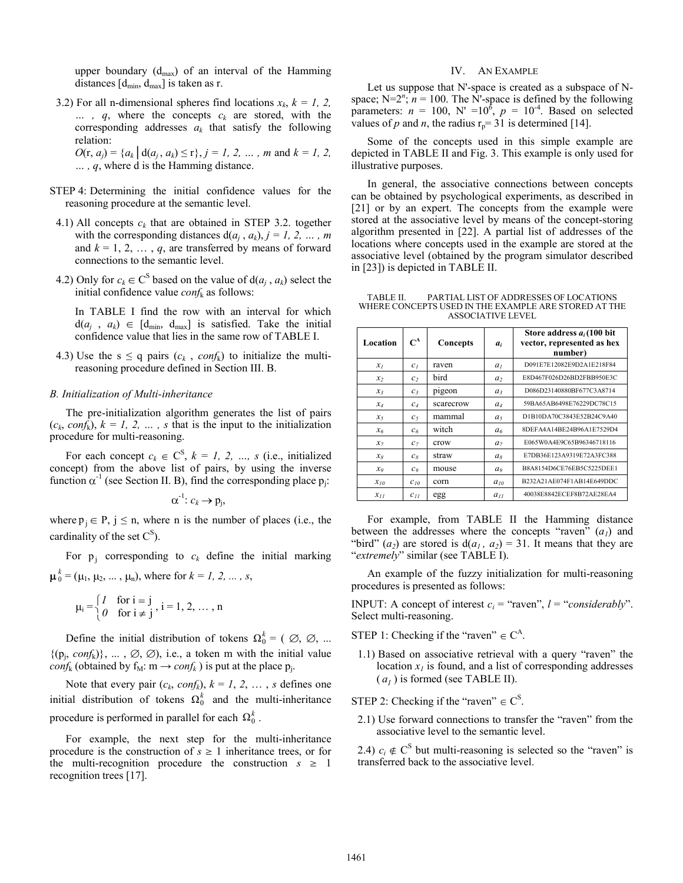upper boundary ($d_{max}$) of an interval of the Hamming distances $[d_{min}, d_{max}]$ is taken as r.

3.2) For all n-dimensional spheres find locations $x_k$, $k = 1, 2, \ldots, q$, where the concepts $c_k$ are stored, with the corresponding addresses $a_k$ that satisfy the following relation:

$O(\mathrm{r}, a_j) = \{a_k \mid \mathrm{d}(a_j, a_k) \le \mathrm{r}\}$, $j = 1, 2, \ldots, m$ and $k = 1, 2, \ldots, q$, where d is the Hamming distance.

STEP 4: Determining the initial confidence values for the reasoning procedure at the semantic level.

4.1) All concepts $c_k$ that are obtained in STEP 3.2. together with the corresponding distances $\mathrm{d}(a_j, a_k)$, $j = 1, 2, \ldots, m$ and $k = 1, 2, \ldots, q$, are transferred by means of forward connections to the semantic level.

4.2) Only for $c_k \in \mathrm{C}^{\mathrm{S}}$ based on the value of $\mathrm{d}(a_j, a_k)$ select the initial confidence value $conf_k$ as follows:

In TABLE I find the row with an interval for which $\mathrm{d}(a_j, a_k) \in [\mathrm{d}_{min}, \mathrm{d}_{max}]$ is satisfied. Take the initial confidence value that lies in the same row of TABLE I.

4.3) Use the $\mathrm{s} \le \mathrm{q}$ pairs ($c_k$, $conf_k$) to initialize the multi-reasoning procedure defined in Section III. B.

### *B. Initialization of Multi-inheritance*

The pre-initialization algorithm generates the list of pairs ($c_k$, $conf_k$), $k = 1, 2, \ldots, s$ that is the input to the initialization procedure for multi-reasoning.

For each concept $c_k \in \mathrm{C}^{\mathrm{S}}$, $k = 1, 2, \ldots, s$ (i.e., initialized concept) from the above list of pairs, by using the inverse function $\alpha^{-1}$ (see Section II. B), find the corresponding place $\mathrm{p_j}$:

$$\alpha^{-1}: c_k \to \mathrm{p_j},$$

where $\mathrm{p_j} \in \mathrm{P}$, $\mathrm{j} \le \mathrm{n}$, where n is the number of places (i.e., the cardinality of the set $\mathrm{C}^{\mathrm{S}}$).

For $\mathrm{p_j}$ corresponding to $c_k$ define the initial marking $\boldsymbol{\mu}_0^k = (\mu_1, \mu_2, \ldots, \mu_n)$, where for $k = 1, 2, \ldots, s$,

$$\mu_i = \begin{cases} 1 & \text{for } \mathrm{i} = \mathrm{j} \\ 0 & \text{for } \mathrm{i} \ne \mathrm{j} \end{cases}, \ \mathrm{i} = 1, 2, \ldots, \mathrm{n}$$

Define the initial distribution of tokens $\Omega_0^k = (\varnothing, \varnothing, \ldots \{(\mathrm{p_j}, conf_k)\}, \ldots, \varnothing, \varnothing)$, i.e., a token m with the initial value $conf_k$ (obtained by $\mathrm{f_M}$: $\mathrm{m} \to conf_k$) is put at the place $\mathrm{p_j}$.

Note that every pair ($c_k$, $conf_k$), $k = 1, 2, \ldots, s$ defines one initial distribution of tokens $\Omega_0^k$ and the multi-inheritance procedure is performed in parallel for each $\Omega_0^k$.

For example, the next step for the multi-inheritance procedure is the construction of $s \ge 1$ inheritance trees, or for the multi-recognition procedure the construction $s \ge 1$ recognition trees [17].

## IV. An Example

Let us suppose that N'-space is created as a subspace of N-space; $N=2^n$; $n = 100$. The N'-space is defined by the following parameters: $n = 100$, $\mathrm{N'} = 10^6$, $p = 10^{-4}$. Based on selected values of $p$ and $n$, the radius $\mathrm{r_p} = 31$ is determined [14].

Some of the concepts used in this simple example are depicted in TABLE II and Fig. 3. This example is only used for illustrative purposes.

In general, the associative connections between concepts can be obtained by psychological experiments, as described in [21] or by an expert. The concepts from the example were stored at the associative level by means of the concept-storing algorithm presented in [22]. A partial list of addresses of the locations where concepts used in the example are stored at the associative level (obtained by the program simulator described in [23]) is depicted in TABLE II.

TABLE II. PARTIAL LIST OF ADDRESSES OF LOCATIONS WHERE CONCEPTS USED IN THE EXAMPLE ARE STORED AT THE ASSOCIATIVE LEVEL

| Location | $\mathrm{C}^{\mathrm{A}}$ | Concepts | $a_i$ | Store address $a_i$ (100 bit vector, represented as hex number) |
|---|---|---|---|---|
| $x_1$ | $c_1$ | raven | $a_1$ | D091E7E12082E9D2A1E218F84 |
| $x_2$ | $c_2$ | bird | $a_2$ | E8D467F026D26BD2FBB950E3C |
| $x_3$ | $c_3$ | pigeon | $a_3$ | D086D23140880BF677C3A8714 |
| $x_4$ | $c_4$ | scarecrow | $a_4$ | 59BA65AB6498E76229DC78C15 |
| $x_5$ | $c_5$ | mammal | $a_5$ | D1B10DA70C3843E52B24C9A40 |
| $x_6$ | $c_6$ | witch | $a_6$ | 8DEFA4A14BE24B96A1E7529D4 |
| $x_7$ | $c_7$ | crow | $a_7$ | E065W0A4E9C65B96346718116 |
| $x_8$ | $c_8$ | straw | $a_8$ | E7DB36E123A9319E72A3FC388 |
| $x_9$ | $c_9$ | mouse | $a_9$ | B8A8154D6CE76EB5C5225DEE1 |
| $x_{10}$ | $c_{10}$ | corn | $a_{10}$ | B232A21AE074F1AB14E649DDC |
| $x_{11}$ | $c_{11}$ | egg | $a_{11}$ | 40038E8842ECEF8B72AE28EA4 |

For example, from TABLE II the Hamming distance between the addresses where the concepts "raven" ($a_1$) and "bird" ($a_2$) are stored is $\mathrm{d}(a_1, a_2) = 31$. It means that they are "*extremely*" similar (see TABLE I).

An example of the fuzzy initialization for multi-reasoning procedures is presented as follows:

INPUT: A concept of interest $c_i$ = "raven", $l$ = "*considerably*". Select multi-reasoning.

STEP 1: Checking if the "raven" $\in \mathrm{C}^{\mathrm{A}}$.

1.1) Based on associative retrieval with a query "raven" the location $x_1$ is found, and a list of corresponding addresses ($a_1$) is formed (see TABLE II).

STEP 2: Checking if the "raven" $\in \mathrm{C}^{\mathrm{S}}$.

2.1) Use forward connections to transfer the "raven" from the associative level to the semantic level.

2.4) $c_i \notin \mathrm{C}^{\mathrm{S}}$ but multi-reasoning is selected so the "raven" is transferred back to the associative level.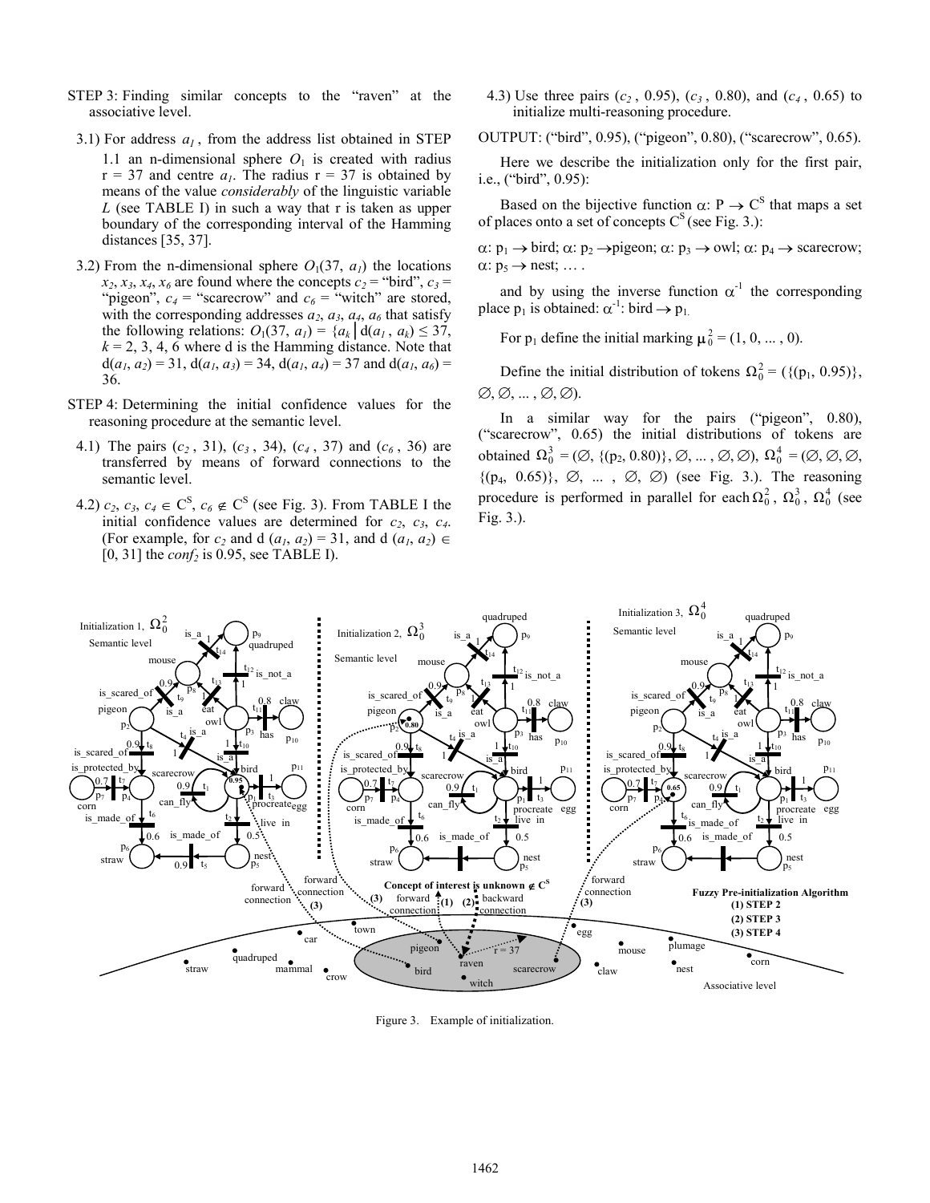STEP 3: Finding similar concepts to the "raven" at the associative level.

3.1) For address $a_1$, from the address list obtained in STEP 1.1 an n-dimensional sphere $O_1$ is created with radius r = 37 and centre $a_1$. The radius r = 37 is obtained by means of the value *considerably* of the linguistic variable *L* (see TABLE I) in such a way that r is taken as upper boundary of the corresponding interval of the Hamming distances [35, 37].

3.2) From the n-dimensional sphere $O_1(37, a_1)$ the locations $x_2, x_3, x_4, x_6$ are found where the concepts $c_2$ = "bird", $c_3$ = "pigeon", $c_4$ = "scarecrow" and $c_6$ = "witch" are stored, with the corresponding addresses $a_2, a_3, a_4, a_6$ that satisfy the following relations: $O_1(37, a_1) = \{a_k \,|\, d(a_1, a_k) \leq 37,$ $k = 2, 3, 4, 6$ where d is the Hamming distance. Note that $d(a_1, a_2) = 31$, $d(a_1, a_3) = 34$, $d(a_1, a_4) = 37$ and $d(a_1, a_6) = 36$.

STEP 4: Determining the initial confidence values for the reasoning procedure at the semantic level.

4.1) The pairs ($c_2$, 31), ($c_3$, 34), ($c_4$, 37) and ($c_6$, 36) are transferred by means of forward connections to the semantic level.

4.2) $c_2, c_3, c_4 \in C^S$, $c_6 \notin C^S$ (see Fig. 3). From TABLE I the initial confidence values are determined for $c_2, c_3, c_4$. (For example, for $c_2$ and $d(a_1, a_2) = 31$, and $d(a_1, a_2) \in [0, 31]$ the $conf_2$ is 0.95, see TABLE I).

4.3) Use three pairs ($c_2$, 0.95), ($c_3$, 0.80), and ($c_4$, 0.65) to initialize multi-reasoning procedure.

OUTPUT: ("bird", 0.95), ("pigeon", 0.80), ("scarecrow", 0.65).

Here we describe the initialization only for the first pair, i.e., ("bird", 0.95):

Based on the bijective function $\alpha$: P $\rightarrow$ $C^S$ that maps a set of places onto a set of concepts $C^S$ (see Fig. 3.):

$\alpha$: $p_1 \rightarrow$ bird; $\alpha$: $p_2 \rightarrow$pigeon; $\alpha$: $p_3 \rightarrow$ owl; $\alpha$: $p_4 \rightarrow$ scarecrow; $\alpha$: $p_5 \rightarrow$ nest; … .

and by using the inverse function $\alpha^{-1}$ the corresponding place $p_1$ is obtained: $\alpha^{-1}$: bird $\rightarrow p_1$.

For $p_1$ define the initial marking $\mu_0^2 = (1, 0, \ldots, 0)$.

Define the initial distribution of tokens $\Omega_0^2 = (\{(p_1, 0.95)\}, \emptyset, \emptyset, \ldots, \emptyset, \emptyset)$.

In a similar way for the pairs ("pigeon", 0.80), ("scarecrow", 0.65) the initial distributions of tokens are obtained $\Omega_0^3 = (\emptyset, \{(p_2, 0.80)\}, \emptyset, \ldots, \emptyset, \emptyset)$, $\Omega_0^4 = (\emptyset, \emptyset, \emptyset, \{(p_4, 0.65)\}, \emptyset, \ldots, \emptyset, \emptyset)$ (see Fig. 3.). The reasoning procedure is performed in parallel for each $\Omega_0^2$, $\Omega_0^3$, $\Omega_0^4$ (see Fig. 3.).

Figure 3. Example of initialization.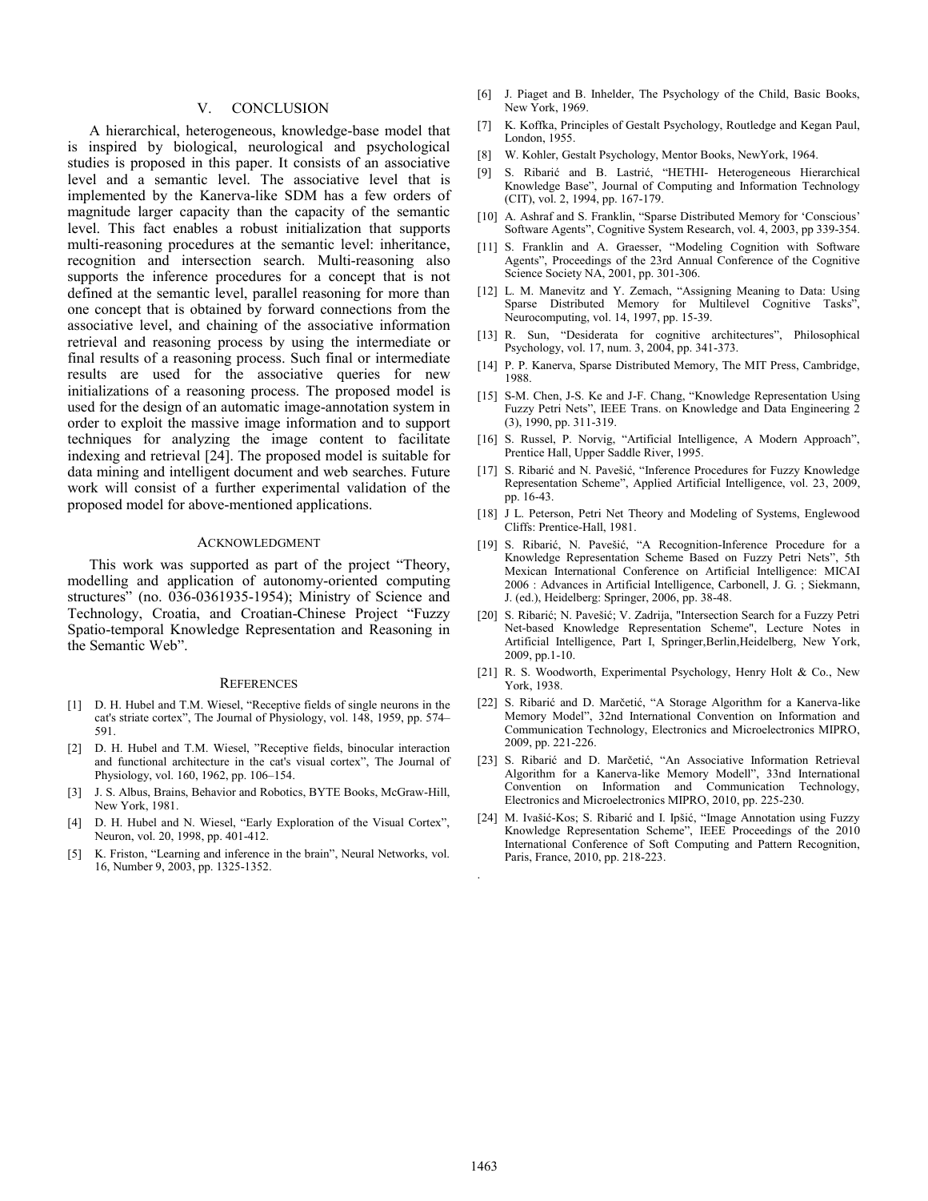## V. CONCLUSION

A hierarchical, heterogeneous, knowledge-base model that is inspired by biological, neurological and psychological studies is proposed in this paper. It consists of an associative level and a semantic level. The associative level that is implemented by the Kanerva-like SDM has a few orders of magnitude larger capacity than the capacity of the semantic level. This fact enables a robust initialization that supports multi-reasoning procedures at the semantic level: inheritance, recognition and intersection search. Multi-reasoning also supports the inference procedures for a concept that is not defined at the semantic level, parallel reasoning for more than one concept that is obtained by forward connections from the associative level, and chaining of the associative information retrieval and reasoning process by using the intermediate or final results of a reasoning process. Such final or intermediate results are used for the associative queries for new initializations of a reasoning process. The proposed model is used for the design of an automatic image-annotation system in order to exploit the massive image information and to support techniques for analyzing the image content to facilitate indexing and retrieval [24]. The proposed model is suitable for data mining and intelligent document and web searches. Future work will consist of a further experimental validation of the proposed model for above-mentioned applications.

### ACKNOWLEDGMENT

This work was supported as part of the project "Theory, modelling and application of autonomy-oriented computing structures" (no. 036-0361935-1954); Ministry of Science and Technology, Croatia, and Croatian-Chinese Project "Fuzzy Spatio-temporal Knowledge Representation and Reasoning in the Semantic Web".

### REFERENCES

[1] D. H. Hubel and T.M. Wiesel, "Receptive fields of single neurons in the cat's striate cortex", The Journal of Physiology, vol. 148, 1959, pp. 574–591.

[2] D. H. Hubel and T.M. Wiesel, "Receptive fields, binocular interaction and functional architecture in the cat's visual cortex", The Journal of Physiology, vol. 160, 1962, pp. 106–154.

[3] J. S. Albus, Brains, Behavior and Robotics, BYTE Books, McGraw-Hill, New York, 1981.

[4] D. H. Hubel and N. Wiesel, "Early Exploration of the Visual Cortex", Neuron, vol. 20, 1998, pp. 401-412.

[5] K. Friston, "Learning and inference in the brain", Neural Networks, vol. 16, Number 9, 2003, pp. 1325-1352.

[6] J. Piaget and B. Inhelder, The Psychology of the Child, Basic Books, New York, 1969.

[7] K. Koffka, Principles of Gestalt Psychology, Routledge and Kegan Paul, London, 1955.

[8] W. Kohler, Gestalt Psychology, Mentor Books, NewYork, 1964.

[9] S. Ribarić and B. Lastrić, "HETHI- Heterogeneous Hierarchical Knowledge Base", Journal of Computing and Information Technology (CIT), vol. 2, 1994, pp. 167-179.

[10] A. Ashraf and S. Franklin, "Sparse Distributed Memory for 'Conscious' Software Agents", Cognitive System Research, vol. 4, 2003, pp 339-354.

[11] S. Franklin and A. Graesser, "Modeling Cognition with Software Agents", Proceedings of the 23rd Annual Conference of the Cognitive Science Society NA, 2001, pp. 301-306.

[12] L. M. Manevitz and Y. Zemach, "Assigning Meaning to Data: Using Sparse Distributed Memory for Multilevel Cognitive Tasks", Neurocomputing, vol. 14, 1997, pp. 15-39.

[13] R. Sun, "Desiderata for cognitive architectures", Philosophical Psychology, vol. 17, num. 3, 2004, pp. 341-373.

[14] P. P. Kanerva, Sparse Distributed Memory, The MIT Press, Cambridge, 1988.

[15] S-M. Chen, J-S. Ke and J-F. Chang, "Knowledge Representation Using Fuzzy Petri Nets", IEEE Trans. on Knowledge and Data Engineering 2 (3), 1990, pp. 311-319.

[16] S. Russel, P. Norvig, "Artificial Intelligence, A Modern Approach", Prentice Hall, Upper Saddle River, 1995.

[17] S. Ribarić and N. Pavešić, "Inference Procedures for Fuzzy Knowledge Representation Scheme", Applied Artificial Intelligence, vol. 23, 2009, pp. 16-43.

[18] J L. Peterson, Petri Net Theory and Modeling of Systems, Englewood Cliffs: Prentice-Hall, 1981.

[19] S. Ribarić, N. Pavešić, "A Recognition-Inference Procedure for a Knowledge Representation Scheme Based on Fuzzy Petri Nets", 5th Mexican International Conference on Artificial Intelligence: MICAI 2006 : Advances in Artificial Intelligence, Carbonell, J. G. ; Siekmann, J. (ed.), Heidelberg: Springer, 2006, pp. 38-48.

[20] S. Ribarić; N. Pavešić; V. Zadrija, "Intersection Search for a Fuzzy Petri Net-based Knowledge Representation Scheme", Lecture Notes in Artificial Intelligence, Part I, Springer,Berlin,Heidelberg, New York, 2009, pp.1-10.

[21] R. S. Woodworth, Experimental Psychology, Henry Holt & Co., New York, 1938.

[22] S. Ribarić and D. Marčetić, "A Storage Algorithm for a Kanerva-like Memory Model", 32nd International Convention on Information and Communication Technology, Electronics and Microelectronics MIPRO, 2009, pp. 221-226.

[23] S. Ribarić and D. Marčetić, "An Associative Information Retrieval Algorithm for a Kanerva-like Memory Modell", 33nd International Convention on Information and Communication Technology, Electronics and Microelectronics MIPRO, 2010, pp. 225-230.

[24] M. Ivašić-Kos; S. Ribarić and I. Ipšić, "Image Annotation using Fuzzy Knowledge Representation Scheme", IEEE Proceedings of the 2010 International Conference of Soft Computing and Pattern Recognition, Paris, France, 2010, pp. 218-223.